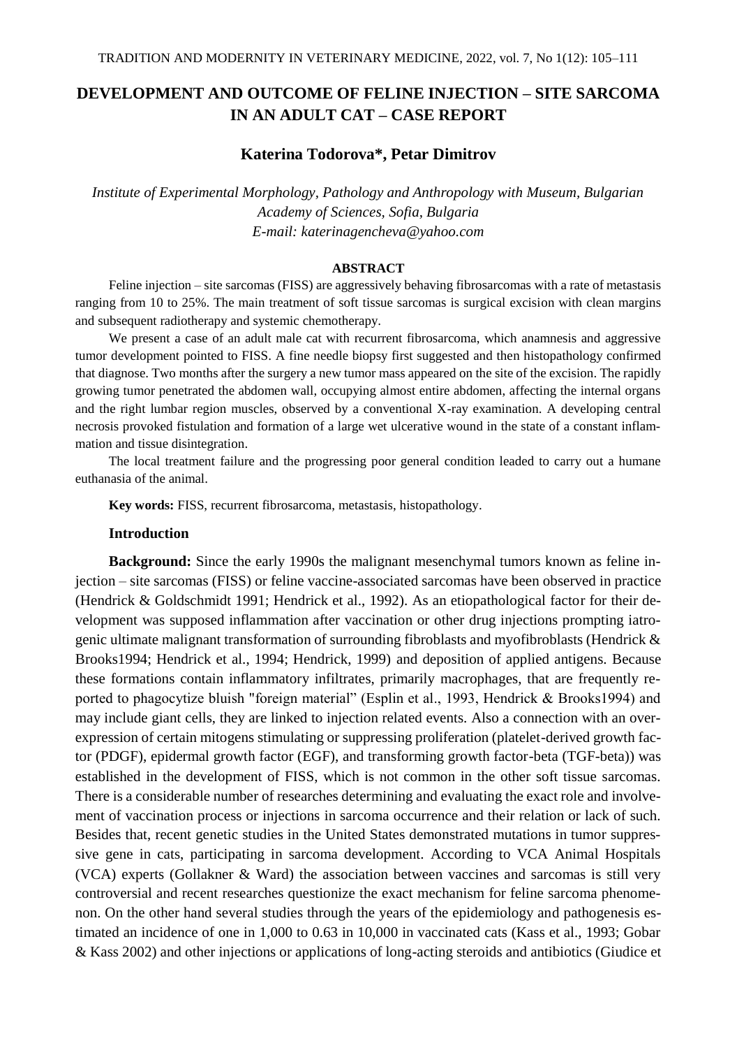# DEVELOPMENT AND OUTCOME OF FELINE INJECTION – SITE SARCOMA IN AN ADULT CAT – CASE REPORT

## Katerina Todorova*, Petar Dimitrov

*Institute of Experimental Morphology, Pathology and Anthropology with Museum, Bulgarian Academy of Sciences, Sofia, Bulgaria*
*E-mail: katerinagencheva@yahoo.com*

### ABSTRACT

Feline injection – site sarcomas (FISS) are aggressively behaving fibrosarcomas with a rate of metastasis ranging from 10 to 25%. The main treatment of soft tissue sarcomas is surgical excision with clean margins and subsequent radiotherapy and systemic chemotherapy.

We present a case of an adult male cat with recurrent fibrosarcoma, which anamnesis and aggressive tumor development pointed to FISS. A fine needle biopsy first suggested and then histopathology confirmed that diagnose. Two months after the surgery a new tumor mass appeared on the site of the excision. The rapidly growing tumor penetrated the abdomen wall, occupying almost entire abdomen, affecting the internal organs and the right lumbar region muscles, observed by a conventional X-ray examination. A developing central necrosis provoked fistulation and formation of a large wet ulcerative wound in the state of a constant inflammation and tissue disintegration.

The local treatment failure and the progressing poor general condition leaded to carry out a humane euthanasia of the animal.

**Key words:** FISS, recurrent fibrosarcoma, metastasis, histopathology.

### Introduction

**Background:** Since the early 1990s the malignant mesenchymal tumors known as feline injection – site sarcomas (FISS) or feline vaccine-associated sarcomas have been observed in practice (Hendrick & Goldschmidt 1991; Hendrick et al., 1992). As an etiopathological factor for their development was supposed inflammation after vaccination or other drug injections prompting iatrogenic ultimate malignant transformation of surrounding fibroblasts and myofibroblasts (Hendrick & Brooks1994; Hendrick et al., 1994; Hendrick, 1999) and deposition of applied antigens. Because these formations contain inflammatory infiltrates, primarily macrophages, that are frequently reported to phagocytize bluish "foreign material" (Esplin et al., 1993, Hendrick & Brooks1994) and may include giant cells, they are linked to injection related events. Also a connection with an overexpression of certain mitogens stimulating or suppressing proliferation (platelet-derived growth factor (PDGF), epidermal growth factor (EGF), and transforming growth factor-beta (TGF-beta)) was established in the development of FISS, which is not common in the other soft tissue sarcomas. There is a considerable number of researches determining and evaluating the exact role and involvement of vaccination process or injections in sarcoma occurrence and their relation or lack of such. Besides that, recent genetic studies in the United States demonstrated mutations in tumor suppressive gene in cats, participating in sarcoma development. According to VCA Animal Hospitals (VCA) experts (Gollakner & Ward) the association between vaccines and sarcomas is still very controversial and recent researches questionize the exact mechanism for feline sarcoma phenomenon. On the other hand several studies through the years of the epidemiology and pathogenesis estimated an incidence of one in 1,000 to 0.63 in 10,000 in vaccinated cats (Kass et al., 1993; Gobar & Kass 2002) and other injections or applications of long-acting steroids and antibiotics (Giudice et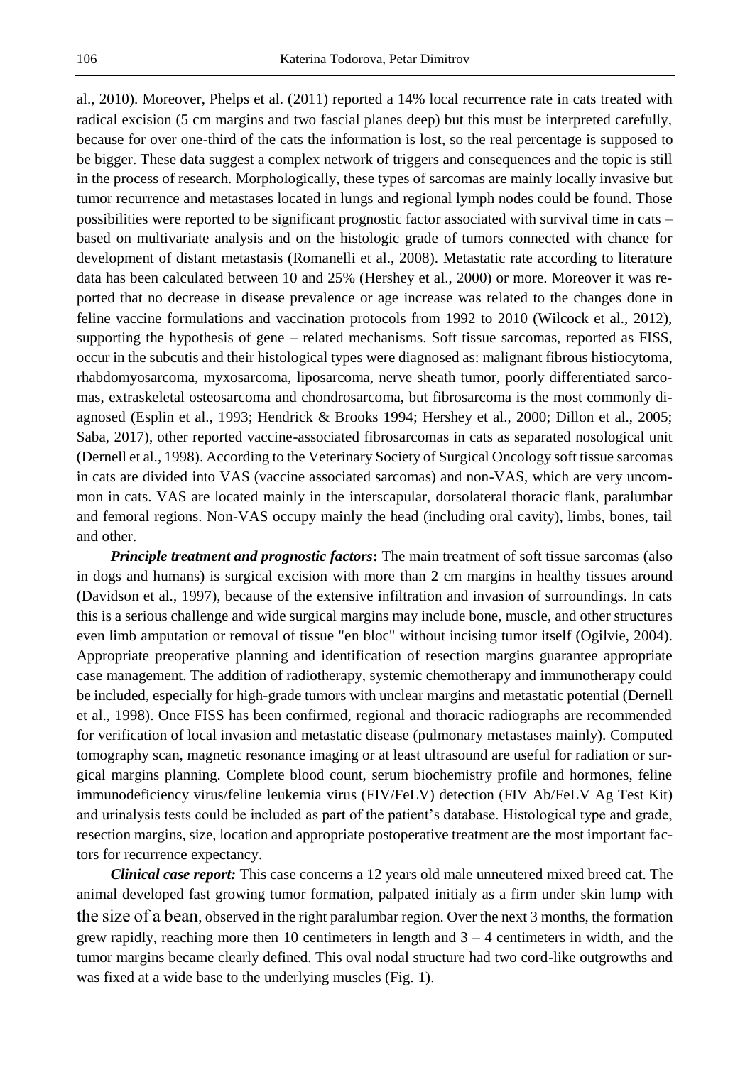al., 2010). Moreover, Phelps et al. (2011) reported a 14% local recurrence rate in cats treated with radical excision (5 cm margins and two fascial planes deep) but this must be interpreted carefully, because for over one-third of the cats the information is lost, so the real percentage is supposed to be bigger. These data suggest a complex network of triggers and consequences and the topic is still in the process of research. Morphologically, these types of sarcomas are mainly locally invasive but tumor recurrence and metastases located in lungs and regional lymph nodes could be found. Those possibilities were reported to be significant prognostic factor associated with survival time in cats – based on multivariate analysis and on the histologic grade of tumors connected with chance for development of distant metastasis (Romanelli et al., 2008). Metastatic rate according to literature data has been calculated between 10 and 25% (Hershey et al., 2000) or more. Moreover it was reported that no decrease in disease prevalence or age increase was related to the changes done in feline vaccine formulations and vaccination protocols from 1992 to 2010 (Wilcock et al., 2012), supporting the hypothesis of gene – related mechanisms. Soft tissue sarcomas, reported as FISS, occur in the subcutis and their histological types were diagnosed as: malignant fibrous histiocytoma, rhabdomyosarcoma, myxosarcoma, liposarcoma, nerve sheath tumor, poorly differentiated sarcomas, extraskeletal osteosarcoma and chondrosarcoma, but fibrosarcoma is the most commonly diagnosed (Esplin et al., 1993; Hendrick & Brooks 1994; Hershey et al., 2000; Dillon et al., 2005; Saba, 2017), other reported vaccine-associated fibrosarcomas in cats as separated nosological unit (Dernell et al., 1998). According to the Veterinary Society of Surgical Oncology soft tissue sarcomas in cats are divided into VAS (vaccine associated sarcomas) and non-VAS, which are very uncommon in cats. VAS are located mainly in the interscapular, dorsolateral thoracic flank, paralumbar and femoral regions. Non-VAS occupy mainly the head (including oral cavity), limbs, bones, tail and other.

***Principle treatment and prognostic factors*:** The main treatment of soft tissue sarcomas (also in dogs and humans) is surgical excision with more than 2 cm margins in healthy tissues around (Davidson et al., 1997), because of the extensive infiltration and invasion of surroundings. In cats this is a serious challenge and wide surgical margins may include bone, muscle, and other structures even limb amputation or removal of tissue "en bloc" without incising tumor itself (Ogilvie, 2004). Appropriate preoperative planning and identification of resection margins guarantee appropriate case management. The addition of radiotherapy, systemic chemotherapy and immunotherapy could be included, especially for high-grade tumors with unclear margins and metastatic potential (Dernell et al., 1998). Once FISS has been confirmed, regional and thoracic radiographs are recommended for verification of local invasion and metastatic disease (pulmonary metastases mainly). Computed tomography scan, magnetic resonance imaging or at least ultrasound are useful for radiation or surgical margins planning. Complete blood count, serum biochemistry profile and hormones, feline immunodeficiency virus/feline leukemia virus (FIV/FeLV) detection (FIV Ab/FeLV Ag Test Kit) and urinalysis tests could be included as part of the patient's database. Histological type and grade, resection margins, size, location and appropriate postoperative treatment are the most important factors for recurrence expectancy.

***Clinical case report:*** This case concerns a 12 years old male unneutered mixed breed cat. The animal developed fast growing tumor formation, palpated initialy as a firm under skin lump with the size of a bean, observed in the right paralumbar region. Over the next 3 months, the formation grew rapidly, reaching more then 10 centimeters in length and 3 – 4 centimeters in width, and the tumor margins became clearly defined. This oval nodal structure had two cord-like outgrowths and was fixed at a wide base to the underlying muscles (Fig. 1).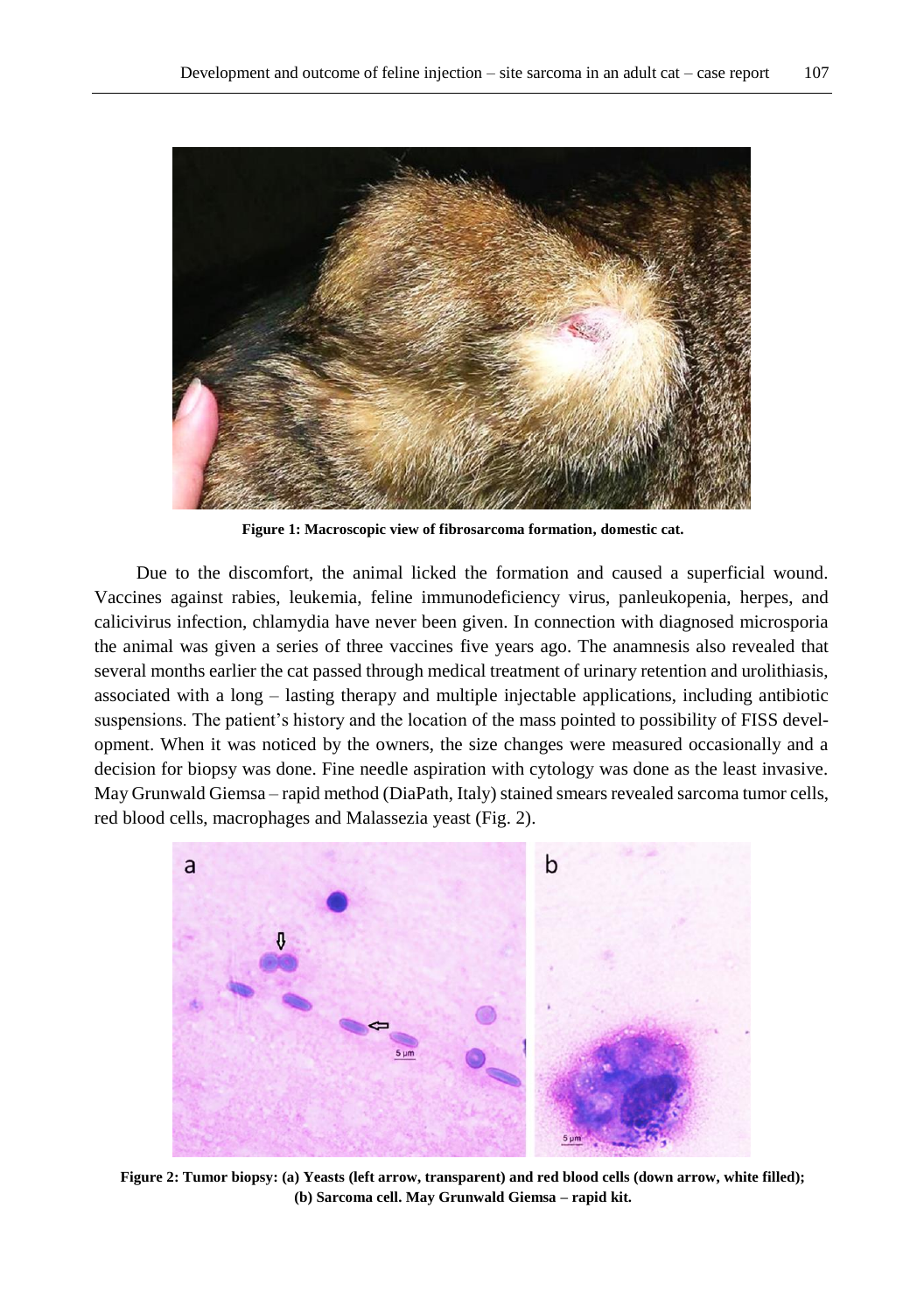**Figure 1: Macroscopic view of fibrosarcoma formation, domestic cat.**

Due to the discomfort, the animal licked the formation and caused a superficial wound. Vaccines against rabies, leukemia, feline immunodeficiency virus, panleukopenia, herpes, and calicivirus infection, chlamydia have never been given. In connection with diagnosed microsporia the animal was given a series of three vaccines five years ago. The anamnesis also revealed that several months earlier the cat passed through medical treatment of urinary retention and urolithiasis, associated with a long – lasting therapy and multiple injectable applications, including antibiotic suspensions. The patient's history and the location of the mass pointed to possibility of FISS development. When it was noticed by the owners, the size changes were measured occasionally and a decision for biopsy was done. Fine needle aspiration with cytology was done as the least invasive. May Grunwald Giemsa – rapid method (DiaPath, Italy) stained smears revealed sarcoma tumor cells, red blood cells, macrophages and Malassezia yeast (Fig. 2).

**Figure 2: Tumor biopsy: (a) Yeasts (left arrow, transparent) and red blood cells (down arrow, white filled); (b) Sarcoma cell. May Grunwald Giemsa – rapid kit.**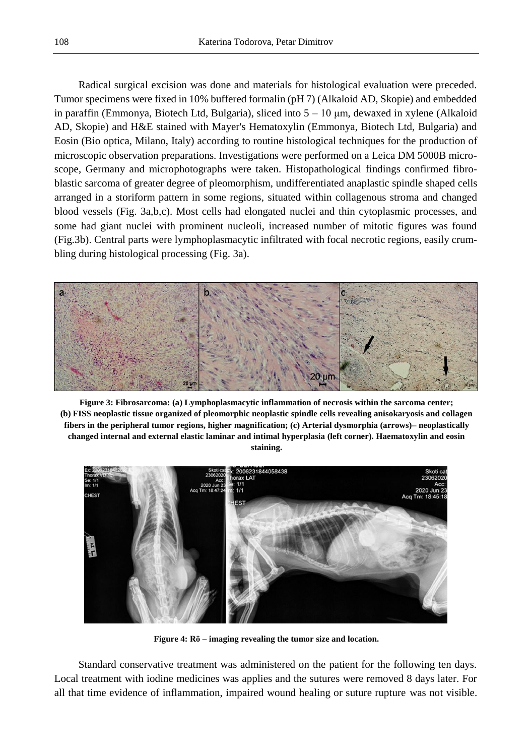Radical surgical excision was done and materials for histological evaluation were preceded. Tumor specimens were fixed in 10% buffered formalin (pH 7) (Alkaloid AD, Skopie) and embedded in paraffin (Emmonya, Biotech Ltd, Bulgaria), sliced into 5 – 10 μm, dewaxed in xylene (Alkaloid AD, Skopie) and H&E stained with Mayer's Hematoxylin (Emmonya, Biotech Ltd, Bulgaria) and Eosin (Bio optica, Milano, Italy) according to routine histological techniques for the production of microscopic observation preparations. Investigations were performed on a Leica DM 5000B microscope, Germany and microphotographs were taken. Histopathological findings confirmed fibroblastic sarcoma of greater degree of pleomorphism, undifferentiated anaplastic spindle shaped cells arranged in a storiform pattern in some regions, situated within collagenous stroma and changed blood vessels (Fig. 3a,b,c). Most cells had elongated nuclei and thin cytoplasmic processes, and some had giant nuclei with prominent nucleoli, increased number of mitotic figures was found (Fig.3b). Central parts were lymphoplasmacytic infiltrated with focal necrotic regions, easily crumbling during histological processing (Fig. 3a).

**Figure 3: Fibrosarcoma: (a) Lymphoplasmacytic inflammation of necrosis within the sarcoma center; (b) FISS neoplastic tissue organized of pleomorphic neoplastic spindle cells revealing anisokaryosis and collagen fibers in the peripheral tumor regions, higher magnification; (c) Arterial dysmorphia (arrows)– neoplastically changed internal and external elastic laminar and intimal hyperplasia (left corner). Haematoxylin and eosin staining.**

**Figure 4: Rö – imaging revealing the tumor size and location.**

Standard conservative treatment was administered on the patient for the following ten days. Local treatment with iodine medicines was applies and the sutures were removed 8 days later. For all that time evidence of inflammation, impaired wound healing or suture rupture was not visible.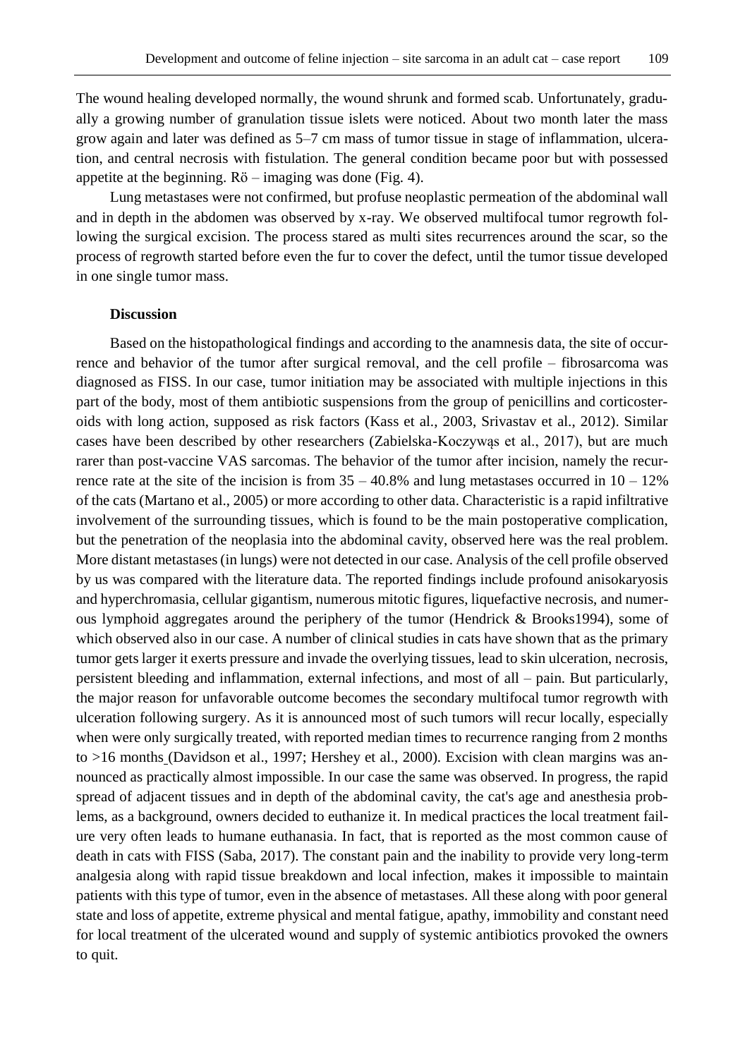The wound healing developed normally, the wound shrunk and formed scab. Unfortunately, gradually a growing number of granulation tissue islets were noticed. About two month later the mass grow again and later was defined as 5–7 cm mass of tumor tissue in stage of inflammation, ulceration, and central necrosis with fistulation. The general condition became poor but with possessed appetite at the beginning. Rö – imaging was done (Fig. 4).

Lung metastases were not confirmed, but profuse neoplastic permeation of the abdominal wall and in depth in the abdomen was observed by x-ray. We observed multifocal tumor regrowth following the surgical excision. The process stared as multi sites recurrences around the scar, so the process of regrowth started before even the fur to cover the defect, until the tumor tissue developed in one single tumor mass.

### Discussion

Based on the histopathological findings and according to the anamnesis data, the site of occurrence and behavior of the tumor after surgical removal, and the cell profile – fibrosarcoma was diagnosed as FISS. In our case, tumor initiation may be associated with multiple injections in this part of the body, most of them antibiotic suspensions from the group of penicillins and corticosteroids with long action, supposed as risk factors (Kass et al., 2003, Srivastav et al., 2012). Similar cases have been described by other researchers (Zabielska-Koczywąs et al., 2017), but are much rarer than post-vaccine VAS sarcomas. The behavior of the tumor after incision, namely the recurrence rate at the site of the incision is from 35 – 40.8% and lung metastases occurred in 10 – 12% of the cats (Martano et al., 2005) or more according to other data. Characteristic is a rapid infiltrative involvement of the surrounding tissues, which is found to be the main postoperative complication, but the penetration of the neoplasia into the abdominal cavity, observed here was the real problem. More distant metastases (in lungs) were not detected in our case. Analysis of the cell profile observed by us was compared with the literature data. The reported findings include profound anisokaryosis and hyperchromasia, cellular gigantism, numerous mitotic figures, liquefactive necrosis, and numerous lymphoid aggregates around the periphery of the tumor (Hendrick & Brooks1994), some of which observed also in our case. A number of clinical studies in cats have shown that as the primary tumor gets larger it exerts pressure and invade the overlying tissues, lead to skin ulceration, necrosis, persistent bleeding and inflammation, external infections, and most of all – pain. But particularly, the major reason for unfavorable outcome becomes the secondary multifocal tumor regrowth with ulceration following surgery. As it is announced most of such tumors will recur locally, especially when were only surgically treated, with reported median times to recurrence ranging from 2 months to >16 months (Davidson et al., 1997; Hershey et al., 2000). Excision with clean margins was announced as practically almost impossible. In our case the same was observed. In progress, the rapid spread of adjacent tissues and in depth of the abdominal cavity, the cat's age and anesthesia problems, as a background, owners decided to euthanize it. In medical practices the local treatment failure very often leads to humane euthanasia. In fact, that is reported as the most common cause of death in cats with FISS (Saba, 2017). The constant pain and the inability to provide very long-term analgesia along with rapid tissue breakdown and local infection, makes it impossible to maintain patients with this type of tumor, even in the absence of metastases. All these along with poor general state and loss of appetite, extreme physical and mental fatigue, apathy, immobility and constant need for local treatment of the ulcerated wound and supply of systemic antibiotics provoked the owners to quit.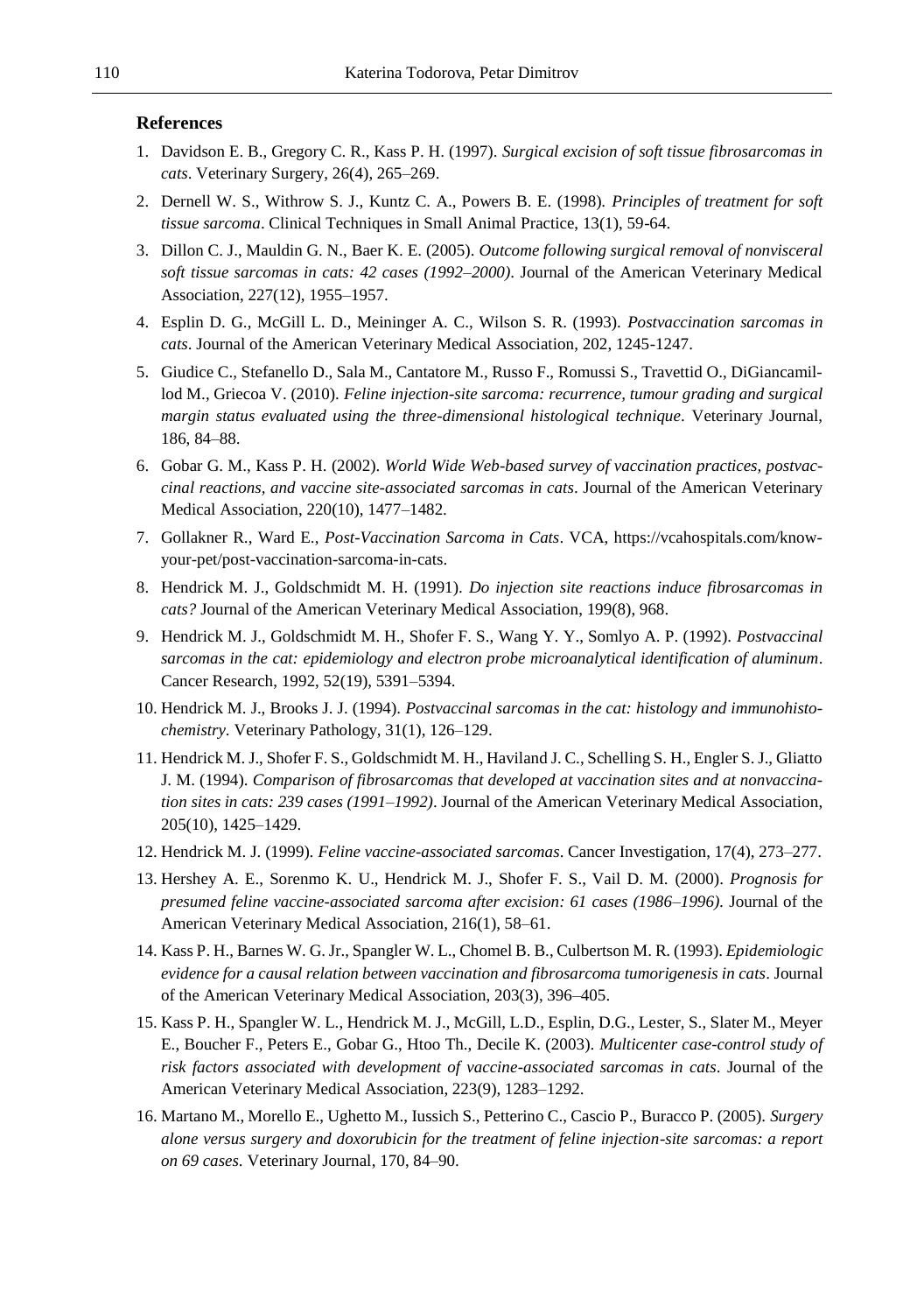## References

1. Davidson E. B., Gregory C. R., Kass P. H. (1997). *Surgical excision of soft tissue fibrosarcomas in cats*. Veterinary Surgery, 26(4), 265–269.
2. Dernell W. S., Withrow S. J., Kuntz C. A., Powers B. E. (1998). *Principles of treatment for soft tissue sarcoma*. Clinical Techniques in Small Animal Practice, 13(1), 59-64.
3. Dillon C. J., Mauldin G. N., Baer K. E. (2005). *Outcome following surgical removal of nonvisceral soft tissue sarcomas in cats: 42 cases (1992–2000)*. Journal of the American Veterinary Medical Association, 227(12), 1955–1957.
4. Esplin D. G., McGill L. D., Meininger A. C., Wilson S. R. (1993). *Postvaccination sarcomas in cats*. Journal of the American Veterinary Medical Association, 202, 1245-1247.
5. Giudice C., Stefanello D., Sala M., Cantatore M., Russo F., Romussi S., Travettid O., DiGiancamillod M., Griecoa V. (2010). *Feline injection-site sarcoma: recurrence, tumour grading and surgical margin status evaluated using the three-dimensional histological technique*. Veterinary Journal, 186, 84–88.
6. Gobar G. M., Kass P. H. (2002). *World Wide Web-based survey of vaccination practices, postvaccinal reactions, and vaccine site-associated sarcomas in cats*. Journal of the American Veterinary Medical Association, 220(10), 1477–1482.
7. Gollakner R., Ward E., *Post-Vaccination Sarcoma in Cats*. VCA, https://vcahospitals.com/know-your-pet/post-vaccination-sarcoma-in-cats.
8. Hendrick M. J., Goldschmidt M. H. (1991). *Do injection site reactions induce fibrosarcomas in cats?* Journal of the American Veterinary Medical Association, 199(8), 968.
9. Hendrick M. J., Goldschmidt M. H., Shofer F. S., Wang Y. Y., Somlyo A. P. (1992). *Postvaccinal sarcomas in the cat: epidemiology and electron probe microanalytical identification of aluminum*. Cancer Research, 1992, 52(19), 5391–5394.
10. Hendrick M. J., Brooks J. J. (1994). *Postvaccinal sarcomas in the cat: histology and immunohistochemistry*. Veterinary Pathology, 31(1), 126–129.
11. Hendrick M. J., Shofer F. S., Goldschmidt M. H., Haviland J. C., Schelling S. H., Engler S. J., Gliatto J. M. (1994). *Comparison of fibrosarcomas that developed at vaccination sites and at nonvaccination sites in cats: 239 cases (1991–1992)*. Journal of the American Veterinary Medical Association, 205(10), 1425–1429.
12. Hendrick M. J. (1999). *Feline vaccine-associated sarcomas*. Cancer Investigation, 17(4), 273–277.
13. Hershey A. E., Sorenmo K. U., Hendrick M. J., Shofer F. S., Vail D. M. (2000). *Prognosis for presumed feline vaccine-associated sarcoma after excision: 61 cases (1986–1996)*. Journal of the American Veterinary Medical Association, 216(1), 58–61.
14. Kass P. H., Barnes W. G. Jr., Spangler W. L., Chomel B. B., Culbertson M. R. (1993). *Epidemiologic evidence for a causal relation between vaccination and fibrosarcoma tumorigenesis in cats*. Journal of the American Veterinary Medical Association, 203(3), 396–405.
15. Kass P. H., Spangler W. L., Hendrick M. J., McGill, L.D., Esplin, D.G., Lester, S., Slater M., Meyer E., Boucher F., Peters E., Gobar G., Htoo Th., Decile K. (2003). *Multicenter case-control study of risk factors associated with development of vaccine-associated sarcomas in cats*. Journal of the American Veterinary Medical Association, 223(9), 1283–1292.
16. Martano M., Morello E., Ughetto M., Iussich S., Petterino C., Cascio P., Buracco P. (2005). *Surgery alone versus surgery and doxorubicin for the treatment of feline injection-site sarcomas: a report on 69 cases*. Veterinary Journal, 170, 84–90.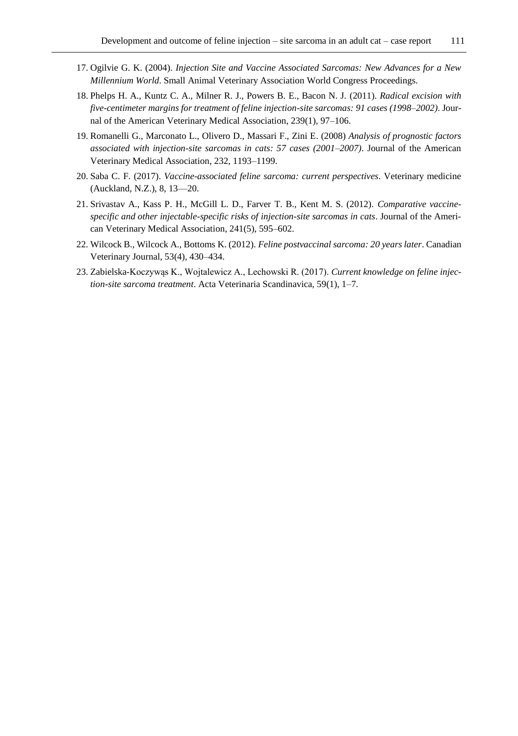17. Ogilvie G. K. (2004). *Injection Site and Vaccine Associated Sarcomas: New Advances for a New Millennium World*. Small Animal Veterinary Association World Congress Proceedings.
18. Phelps H. A., Kuntz C. A., Milner R. J., Powers B. E., Bacon N. J. (2011). *Radical excision with five-centimeter margins for treatment of feline injection-site sarcomas: 91 cases (1998–2002)*. Journal of the American Veterinary Medical Association, 239(1), 97–106.
19. Romanelli G., Marconato L., Olivero D., Massari F., Zini E. (2008) *Analysis of prognostic factors associated with injection-site sarcomas in cats: 57 cases (2001–2007)*. Journal of the American Veterinary Medical Association, 232, 1193–1199.
20. Saba C. F. (2017). *Vaccine-associated feline sarcoma: current perspectives*. Veterinary medicine (Auckland, N.Z.), 8, 13––20.
21. Srivastav A., Kass P. H., McGill L. D., Farver T. B., Kent M. S. (2012). *Comparative vaccine-specific and other injectable-specific risks of injection-site sarcomas in cats*. Journal of the American Veterinary Medical Association, 241(5), 595–602.
22. Wilcock B., Wilcock A., Bottoms K. (2012). *Feline postvaccinal sarcoma: 20 years later*. Canadian Veterinary Journal, 53(4), 430–434.
23. Zabielska-Koczywąs K., Wojtalewicz A., Lechowski R. (2017). *Current knowledge on feline injection-site sarcoma treatment*. Acta Veterinaria Scandinavica, 59(1), 1–7.